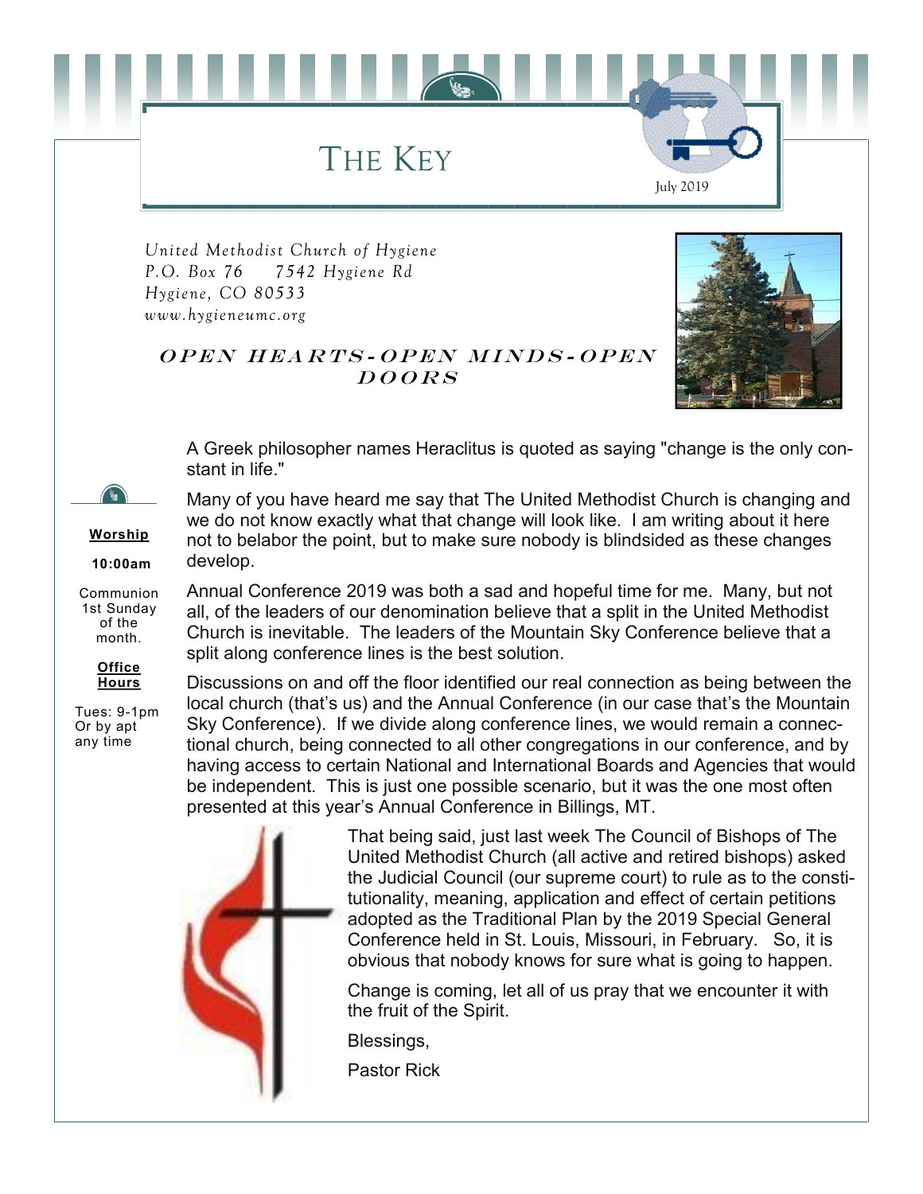# THE KEY

July 2019

*United Methodist Church of Hygiene*
*P.O. Box 76 7542 Hygiene Rd*
*Hygiene, CO 80533*
*www.hygieneumc.org*

***OPEN HEARTS-OPEN MINDS-OPEN DOORS***

**Worship**

**10:00am**

Communion 1st Sunday of the month.

**Office Hours**

Tues: 9-1pm
Or by apt any time

A Greek philosopher names Heraclitus is quoted as saying "change is the only constant in life."

Many of you have heard me say that The United Methodist Church is changing and we do not know exactly what that change will look like. I am writing about it here not to belabor the point, but to make sure nobody is blindsided as these changes develop.

Annual Conference 2019 was both a sad and hopeful time for me. Many, but not all, of the leaders of our denomination believe that a split in the United Methodist Church is inevitable. The leaders of the Mountain Sky Conference believe that a split along conference lines is the best solution.

Discussions on and off the floor identified our real connection as being between the local church (that's us) and the Annual Conference (in our case that's the Mountain Sky Conference). If we divide along conference lines, we would remain a connectional church, being connected to all other congregations in our conference, and by having access to certain National and International Boards and Agencies that would be independent. This is just one possible scenario, but it was the one most often presented at this year's Annual Conference in Billings, MT.

That being said, just last week The Council of Bishops of The United Methodist Church (all active and retired bishops) asked the Judicial Council (our supreme court) to rule as to the constitutionality, meaning, application and effect of certain petitions adopted as the Traditional Plan by the 2019 Special General Conference held in St. Louis, Missouri, in February. So, it is obvious that nobody knows for sure what is going to happen.

Change is coming, let all of us pray that we encounter it with the fruit of the Spirit.

Blessings,

Pastor Rick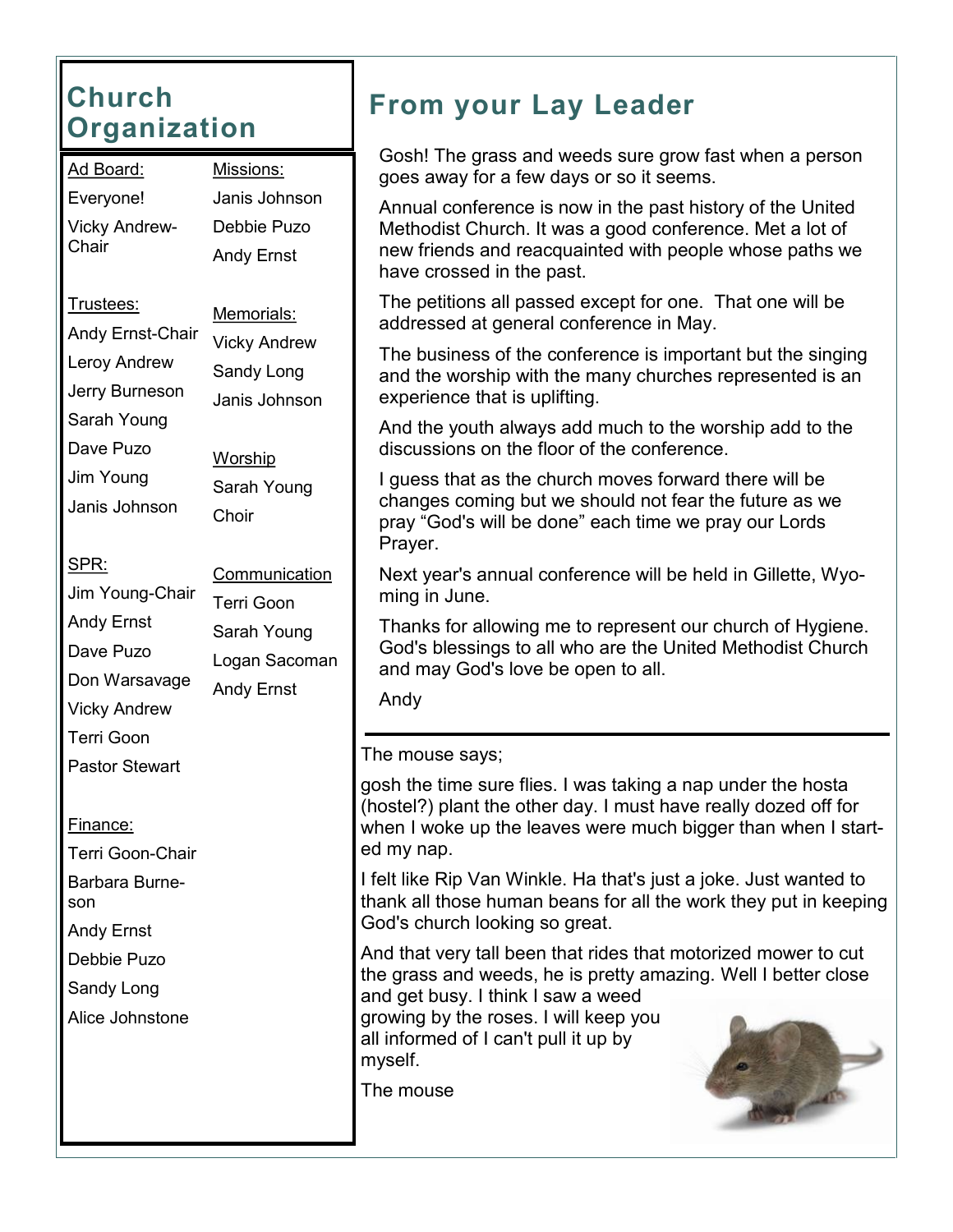## Church Organization

Ad Board:

Everyone!

Vicky Andrew-Chair

Missions:

Janis Johnson

Debbie Puzo

Andy Ernst

Trustees:

Andy Ernst-Chair

Leroy Andrew

Jerry Burneson

Sarah Young

Dave Puzo

Jim Young

Janis Johnson

Memorials:

Vicky Andrew

Sandy Long

Janis Johnson

Worship

Sarah Young

Choir

SPR:

Jim Young-Chair

Andy Ernst

Dave Puzo

Don Warsavage

Vicky Andrew

Terri Goon

Pastor Stewart

Communication

Terri Goon

Sarah Young

Logan Sacoman

Andy Ernst

Finance:

Terri Goon-Chair

Barbara Burneson

Andy Ernst

Debbie Puzo

Sandy Long

Alice Johnstone

## From your Lay Leader

Gosh! The grass and weeds sure grow fast when a person goes away for a few days or so it seems.

Annual conference is now in the past history of the United Methodist Church. It was a good conference. Met a lot of new friends and reacquainted with people whose paths we have crossed in the past.

The petitions all passed except for one. That one will be addressed at general conference in May.

The business of the conference is important but the singing and the worship with the many churches represented is an experience that is uplifting.

And the youth always add much to the worship add to the discussions on the floor of the conference.

I guess that as the church moves forward there will be changes coming but we should not fear the future as we pray “God's will be done” each time we pray our Lords Prayer.

Next year's annual conference will be held in Gillette, Wyoming in June.

Thanks for allowing me to represent our church of Hygiene. God's blessings to all who are the United Methodist Church and may God's love be open to all.

Andy

---

The mouse says;

gosh the time sure flies. I was taking a nap under the hosta (hostel?) plant the other day. I must have really dozed off for when I woke up the leaves were much bigger than when I started my nap.

I felt like Rip Van Winkle. Ha that's just a joke. Just wanted to thank all those human beans for all the work they put in keeping God's church looking so great.

And that very tall been that rides that motorized mower to cut the grass and weeds, he is pretty amazing. Well I better close and get busy. I think I saw a weed growing by the roses. I will keep you all informed of I can't pull it up by myself.

The mouse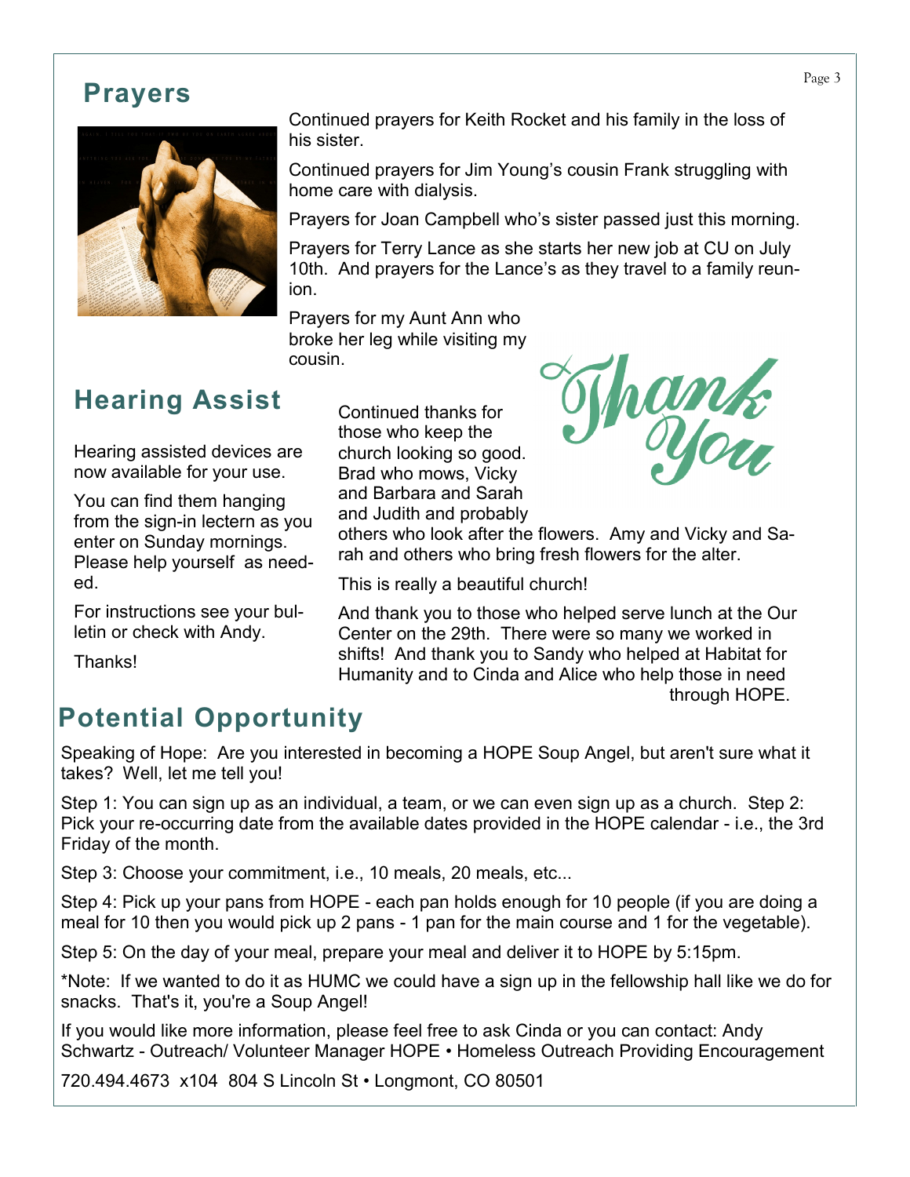## Prayers

Continued prayers for Keith Rocket and his family in the loss of his sister.

Continued prayers for Jim Young's cousin Frank struggling with home care with dialysis.

Prayers for Joan Campbell who's sister passed just this morning.

Prayers for Terry Lance as she starts her new job at CU on July 10th. And prayers for the Lance's as they travel to a family reunion.

Prayers for my Aunt Ann who broke her leg while visiting my cousin.

## Hearing Assist

Hearing assisted devices are now available for your use.

You can find them hanging from the sign-in lectern as you enter on Sunday mornings. Please help yourself as needed.

For instructions see your bulletin or check with Andy.

Thanks!

## Thank You

Continued thanks for those who keep the church looking so good. Brad who mows, Vicky and Barbara and Sarah and Judith and probably others who look after the flowers. Amy and Vicky and Sarah and others who bring fresh flowers for the alter.

This is really a beautiful church!

And thank you to those who helped serve lunch at the Our Center on the 29th. There were so many we worked in shifts! And thank you to Sandy who helped at Habitat for Humanity and to Cinda and Alice who help those in need through HOPE.

## Potential Opportunity

Speaking of Hope: Are you interested in becoming a HOPE Soup Angel, but aren't sure what it takes? Well, let me tell you!

Step 1: You can sign up as an individual, a team, or we can even sign up as a church. Step 2: Pick your re-occurring date from the available dates provided in the HOPE calendar - i.e., the 3rd Friday of the month.

Step 3: Choose your commitment, i.e., 10 meals, 20 meals, etc...

Step 4: Pick up your pans from HOPE - each pan holds enough for 10 people (if you are doing a meal for 10 then you would pick up 2 pans - 1 pan for the main course and 1 for the vegetable).

Step 5: On the day of your meal, prepare your meal and deliver it to HOPE by 5:15pm.

*Note: If we wanted to do it as HUMC we could have a sign up in the fellowship hall like we do for snacks. That's it, you're a Soup Angel!

If you would like more information, please feel free to ask Cinda or you can contact: Andy Schwartz - Outreach/ Volunteer Manager HOPE • Homeless Outreach Providing Encouragement

720.494.4673 x104 804 S Lincoln St • Longmont, CO 80501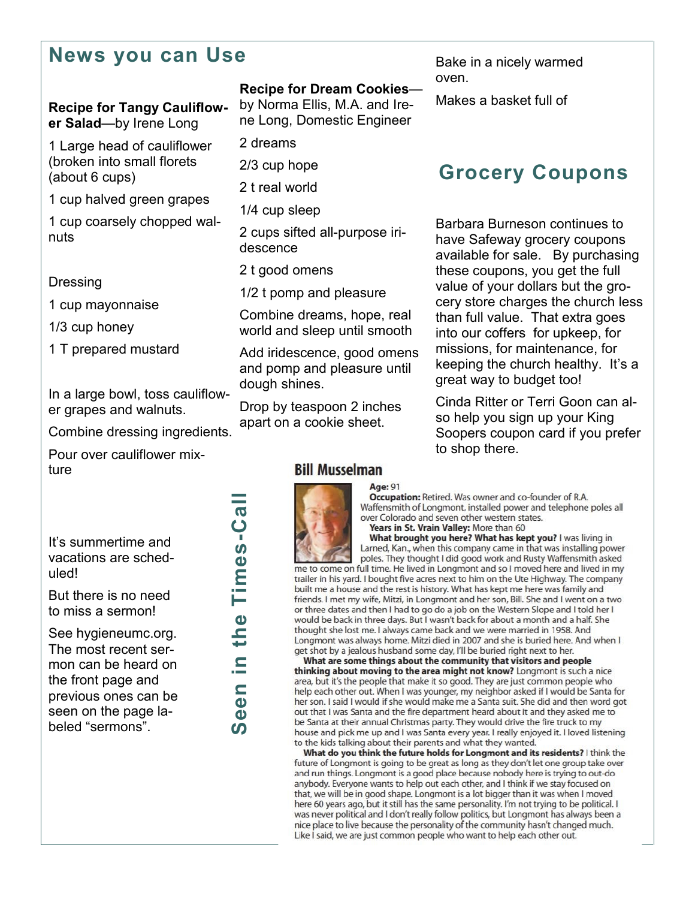# News you can Use

**Recipe for Tangy Cauliflower Salad**—by Irene Long

1 Large head of cauliflower (broken into small florets (about 6 cups)

1 cup halved green grapes

1 cup coarsely chopped walnuts

Dressing

1 cup mayonnaise

1/3 cup honey

1 T prepared mustard

In a large bowl, toss cauliflower grapes and walnuts.

Combine dressing ingredients.

Pour over cauliflower mixture

It's summertime and vacations are scheduled!

But there is no need to miss a sermon!

See hygieneumc.org. The most recent sermon can be heard on the front page and previous ones can be seen on the page labeled "sermons".

**Recipe for Dream Cookies**—by Norma Ellis, M.A. and Irene Long, Domestic Engineer

2 dreams

2/3 cup hope

2 t real world

1/4 cup sleep

2 cups sifted all-purpose iridescence

2 t good omens

1/2 t pomp and pleasure

Combine dreams, hope, real world and sleep until smooth

Add iridescence, good omens and pomp and pleasure until dough shines.

Drop by teaspoon 2 inches apart on a cookie sheet.

Bake in a nicely warmed oven.

Makes a basket full of

## Grocery Coupons

Barbara Burneson continues to have Safeway grocery coupons available for sale. By purchasing these coupons, you get the full value of your dollars but the grocery store charges the church less than full value. That extra goes into our coffers for upkeep, for missions, for maintenance, for keeping the church healthy. It's a great way to budget too!

Cinda Ritter or Terri Goon can also help you sign up your King Soopers coupon card if you prefer to shop there.

## Seen in the Times-Call

### Bill Musselman

**Age:** 91

**Occupation:** Retired. Was owner and co-founder of R.A. Waffensmith of Longmont, installed power and telephone poles all over Colorado and seven other western states.

**Years in St. Vrain Valley:** More than 60

**What brought you here? What has kept you?** I was living in Larned, Kan., when this company came in that was installing power poles. They thought I did good work and Rusty Waffensmith asked me to come on full time. He lived in Longmont and so I moved here and lived in my trailer in his yard. I bought five acres next to him on the Ute Highway. The company built me a house and the rest is history. What has kept me here was family and friends. I met my wife, Mitzi, in Longmont and her son, Bill. She and I went on a two or three dates and then I had to go do a job on the Western Slope and I told her I would be back in three days. But I wasn't back for about a month and a half. She thought she lost me. I always came back and we were married in 1958. And Longmont was always home. Mitzi died in 2007 and she is buried here. And when I get shot by a jealous husband some day, I'll be buried right next to her.

**What are some things about the community that visitors and people thinking about moving to the area might not know?** Longmont is such a nice area, but it's the people that make it so good. They are just common people who help each other out. When I was younger, my neighbor asked if I would be Santa for her son. I said I would if she would make me a Santa suit. She did and then word got out that I was Santa and the fire department heard about it and they asked me to be Santa at their annual Christmas party. They would drive the fire truck to my house and pick me up and I was Santa every year. I really enjoyed it. I loved listening to the kids talking about their parents and what they wanted.

**What do you think the future holds for Longmont and its residents?** I think the future of Longmont is going to be great as long as they don't let one group take over and run things. Longmont is a good place because nobody here is trying to out-do anybody. Everyone wants to help out each other, and I think if we stay focused on that, we will be in good shape. Longmont is a lot bigger than it was when I moved here 60 years ago, but it still has the same personality. I'm not trying to be political. I was never political and I don't really follow politics, but Longmont has always been a nice place to live because the personality of the community hasn't changed much. Like I said, we are just common people who want to help each other out.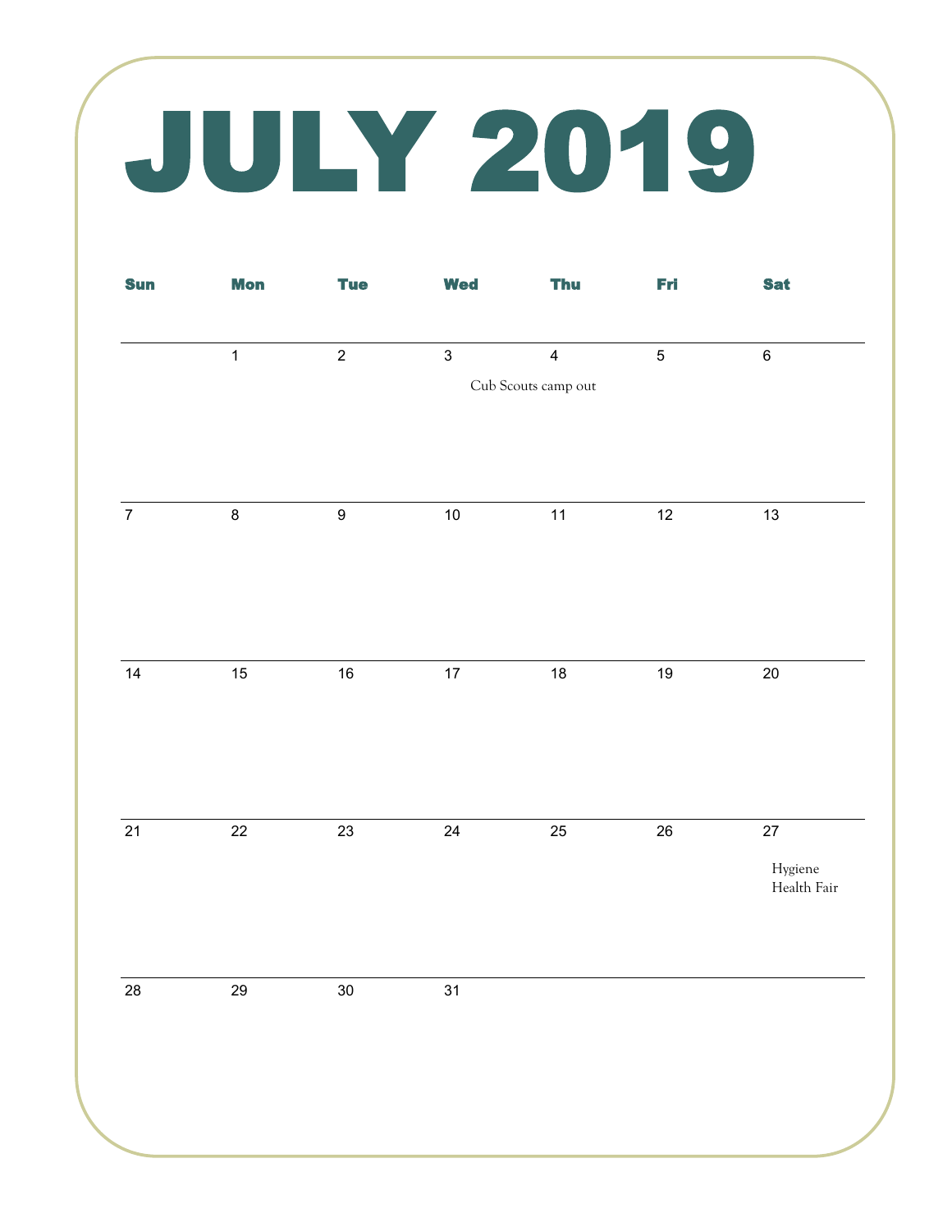# JULY 2019

| Sun | Mon | Tue | Wed | Thu | Fri | Sat |
| --- | --- | --- | --- | --- | --- | --- |
| | 1 | 2 | 3 Cub Scouts camp out | 4 | 5 | 6 |
| 7 | 8 | 9 | 10 | 11 | 12 | 13 |
| 14 | 15 | 16 | 17 | 18 | 19 | 20 |
| 21 | 22 | 23 | 24 | 25 | 26 | 27 Hygiene Health Fair |
| 28 | 29 | 30 | 31 | | | |